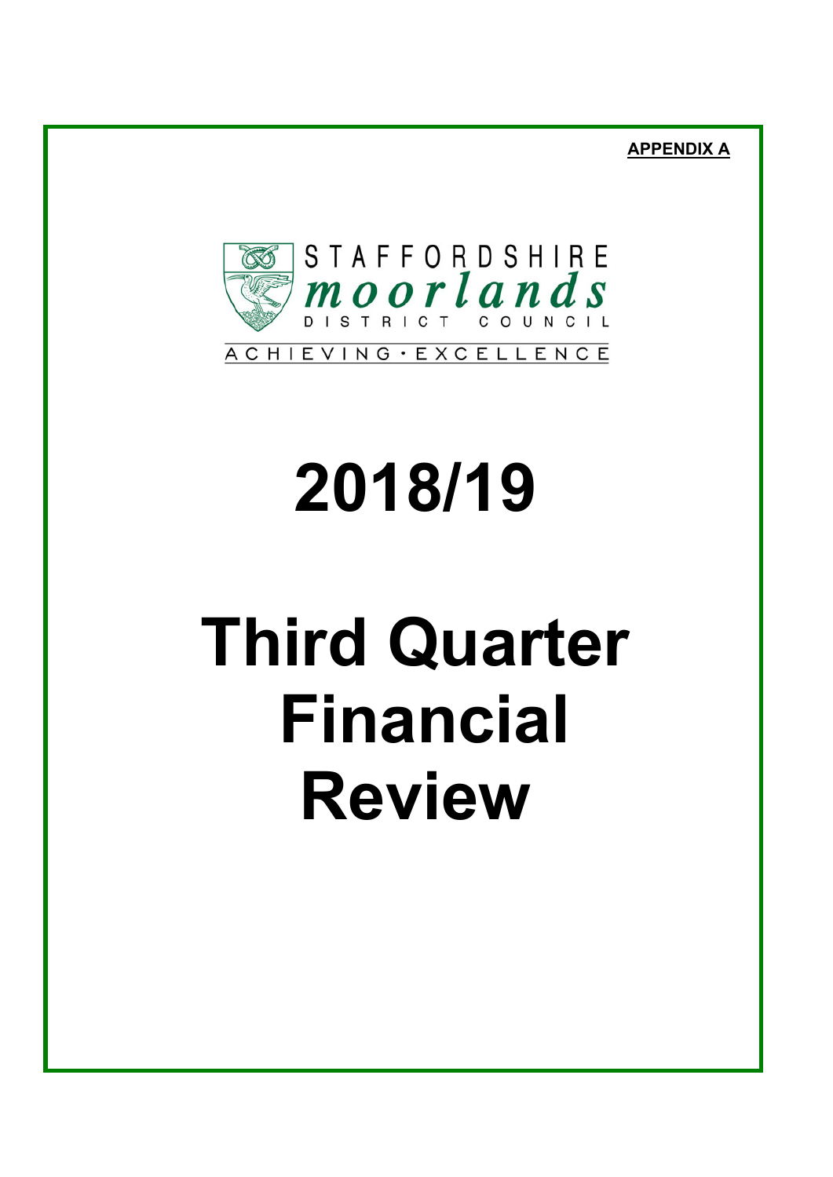**APPENDIX A**

STAFFORDSHIRE
moorlands
DISTRICT COUNCIL

ACHIEVING · EXCELLENCE

# 2018/19

# Third Quarter Financial Review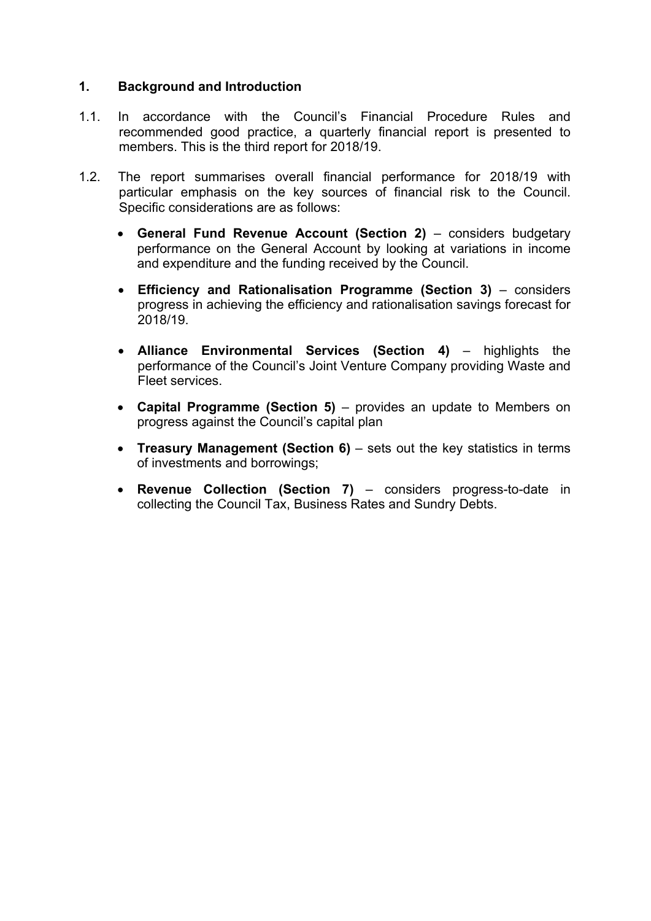## 1. Background and Introduction

1.1. In accordance with the Council's Financial Procedure Rules and recommended good practice, a quarterly financial report is presented to members. This is the third report for 2018/19.

1.2. The report summarises overall financial performance for 2018/19 with particular emphasis on the key sources of financial risk to the Council. Specific considerations are as follows:

- **General Fund Revenue Account (Section 2)** – considers budgetary performance on the General Account by looking at variations in income and expenditure and the funding received by the Council.

- **Efficiency and Rationalisation Programme (Section 3)** – considers progress in achieving the efficiency and rationalisation savings forecast for 2018/19.

- **Alliance Environmental Services (Section 4)** – highlights the performance of the Council's Joint Venture Company providing Waste and Fleet services.

- **Capital Programme (Section 5)** – provides an update to Members on progress against the Council's capital plan

- **Treasury Management (Section 6)** – sets out the key statistics in terms of investments and borrowings;

- **Revenue Collection (Section 7)** – considers progress-to-date in collecting the Council Tax, Business Rates and Sundry Debts.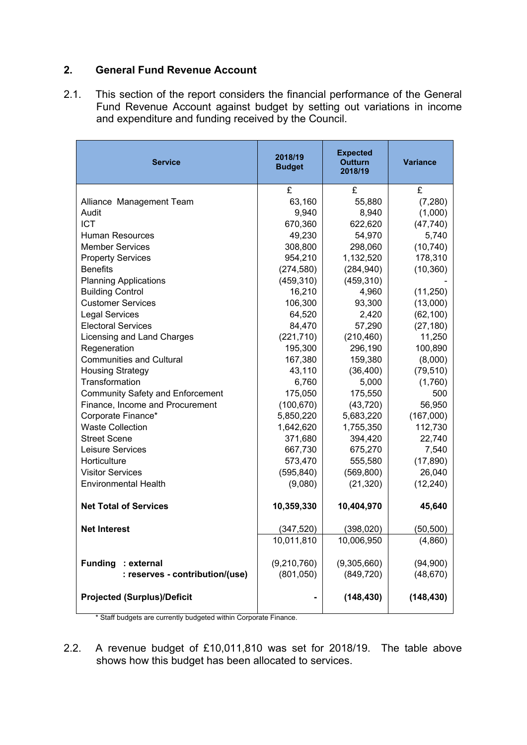## 2. General Fund Revenue Account

2.1. This section of the report considers the financial performance of the General Fund Revenue Account against budget by setting out variations in income and expenditure and funding received by the Council.

| Service | 2018/19 Budget | Expected Outturn 2018/19 | Variance |
|---|---|---|---|
| | £ | £ | £ |
| Alliance Management Team | 63,160 | 55,880 | (7,280) |
| Audit | 9,940 | 8,940 | (1,000) |
| ICT | 670,360 | 622,620 | (47,740) |
| Human Resources | 49,230 | 54,970 | 5,740 |
| Member Services | 308,800 | 298,060 | (10,740) |
| Property Services | 954,210 | 1,132,520 | 178,310 |
| Benefits | (274,580) | (284,940) | (10,360) |
| Planning Applications | (459,310) | (459,310) | - |
| Building Control | 16,210 | 4,960 | (11,250) |
| Customer Services | 106,300 | 93,300 | (13,000) |
| Legal Services | 64,520 | 2,420 | (62,100) |
| Electoral Services | 84,470 | 57,290 | (27,180) |
| Licensing and Land Charges | (221,710) | (210,460) | 11,250 |
| Regeneration | 195,300 | 296,190 | 100,890 |
| Communities and Cultural | 167,380 | 159,380 | (8,000) |
| Housing Strategy | 43,110 | (36,400) | (79,510) |
| Transformation | 6,760 | 5,000 | (1,760) |
| Community Safety and Enforcement | 175,050 | 175,550 | 500 |
| Finance, Income and Procurement | (100,670) | (43,720) | 56,950 |
| Corporate Finance* | 5,850,220 | 5,683,220 | (167,000) |
| Waste Collection | 1,642,620 | 1,755,350 | 112,730 |
| Street Scene | 371,680 | 394,420 | 22,740 |
| Leisure Services | 667,730 | 675,270 | 7,540 |
| Horticulture | 573,470 | 555,580 | (17,890) |
| Visitor Services | (595,840) | (569,800) | 26,040 |
| Environmental Health | (9,080) | (21,320) | (12,240) |
| **Net Total of Services** | **10,359,330** | **10,404,970** | **45,640** |
| **Net Interest** | (347,520) | (398,020) | (50,500) |
| | 10,011,810 | 10,006,950 | (4,860) |
| **Funding : external** | (9,210,760) | (9,305,660) | (94,900) |
| **: reserves - contribution/(use)** | (801,050) | (849,720) | (48,670) |
| **Projected (Surplus)/Deficit** | **-** | **(148,430)** | **(148,430)** |

\* Staff budgets are currently budgeted within Corporate Finance.

2.2. A revenue budget of £10,011,810 was set for 2018/19. The table above shows how this budget has been allocated to services.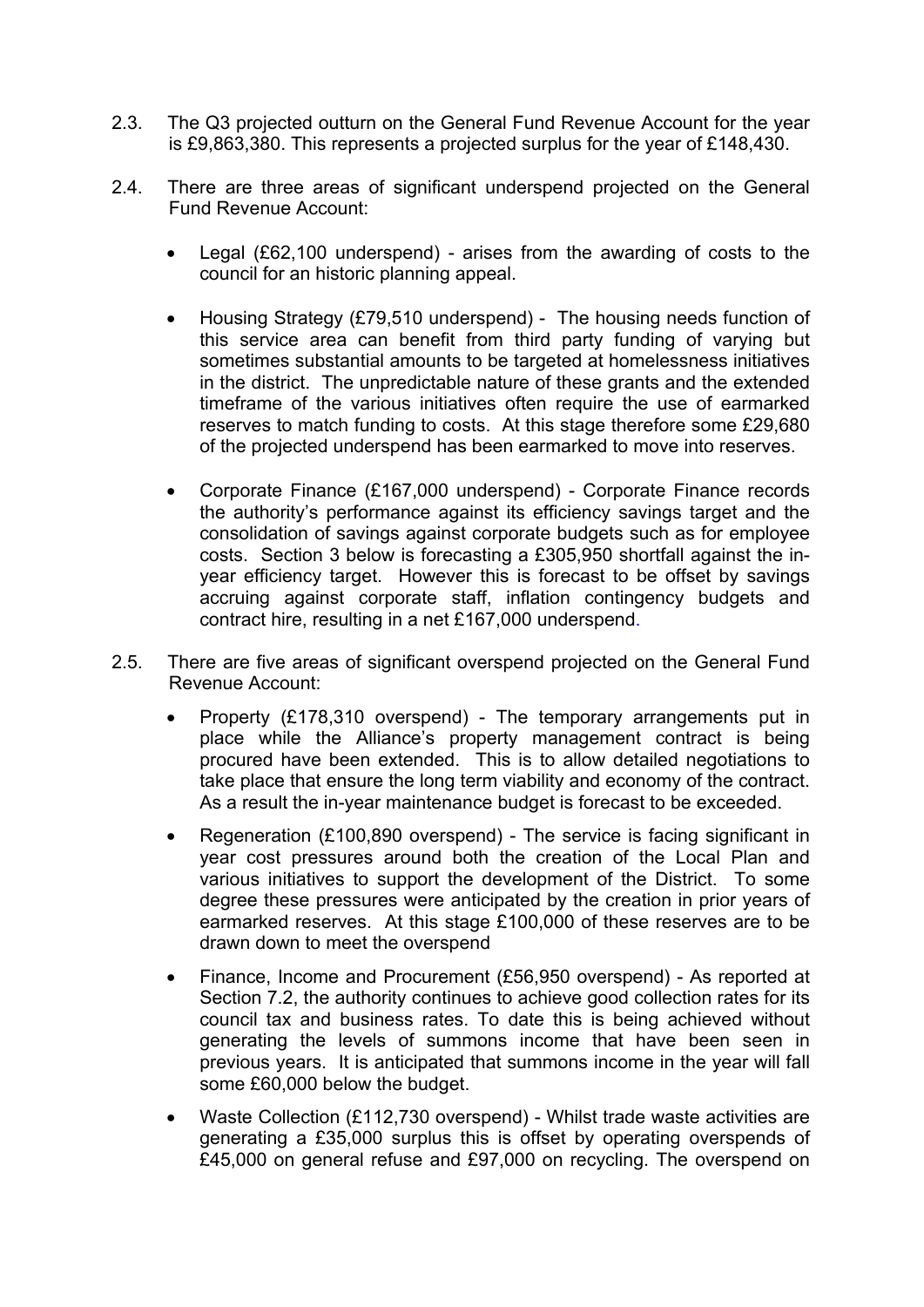2.3. The Q3 projected outturn on the General Fund Revenue Account for the year is £9,863,380. This represents a projected surplus for the year of £148,430.

2.4. There are three areas of significant underspend projected on the General Fund Revenue Account:

- Legal (£62,100 underspend) - arises from the awarding of costs to the council for an historic planning appeal.

- Housing Strategy (£79,510 underspend) - The housing needs function of this service area can benefit from third party funding of varying but sometimes substantial amounts to be targeted at homelessness initiatives in the district. The unpredictable nature of these grants and the extended timeframe of the various initiatives often require the use of earmarked reserves to match funding to costs. At this stage therefore some £29,680 of the projected underspend has been earmarked to move into reserves.

- Corporate Finance (£167,000 underspend) - Corporate Finance records the authority's performance against its efficiency savings target and the consolidation of savings against corporate budgets such as for employee costs. Section 3 below is forecasting a £305,950 shortfall against the in-year efficiency target. However this is forecast to be offset by savings accruing against corporate staff, inflation contingency budgets and contract hire, resulting in a net £167,000 underspend.

2.5. There are five areas of significant overspend projected on the General Fund Revenue Account:

- Property (£178,310 overspend) - The temporary arrangements put in place while the Alliance's property management contract is being procured have been extended. This is to allow detailed negotiations to take place that ensure the long term viability and economy of the contract. As a result the in-year maintenance budget is forecast to be exceeded.

- Regeneration (£100,890 overspend) - The service is facing significant in year cost pressures around both the creation of the Local Plan and various initiatives to support the development of the District. To some degree these pressures were anticipated by the creation in prior years of earmarked reserves. At this stage £100,000 of these reserves are to be drawn down to meet the overspend

- Finance, Income and Procurement (£56,950 overspend) - As reported at Section 7.2, the authority continues to achieve good collection rates for its council tax and business rates. To date this is being achieved without generating the levels of summons income that have been seen in previous years. It is anticipated that summons income in the year will fall some £60,000 below the budget.

- Waste Collection (£112,730 overspend) - Whilst trade waste activities are generating a £35,000 surplus this is offset by operating overspends of £45,000 on general refuse and £97,000 on recycling. The overspend on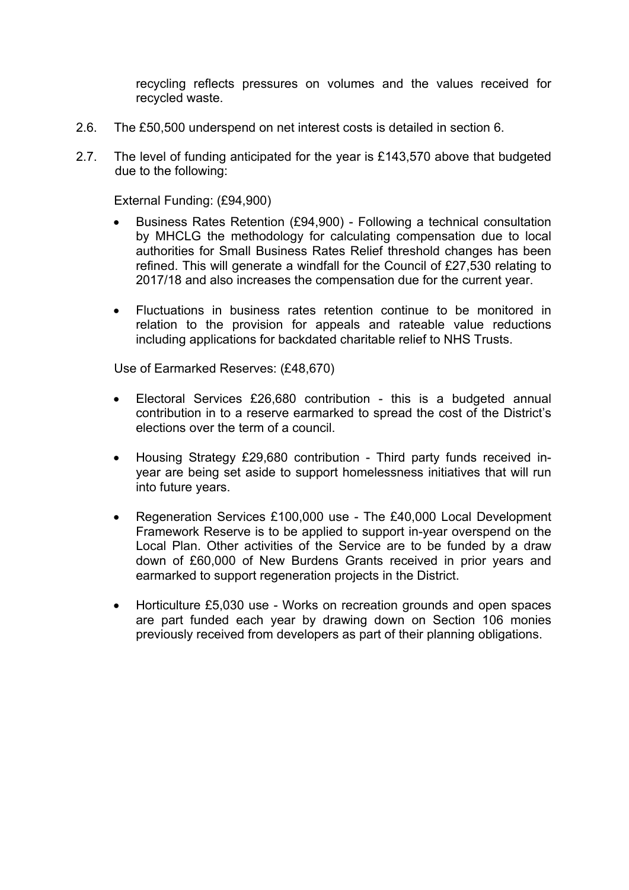recycling reflects pressures on volumes and the values received for recycled waste.

2.6. The £50,500 underspend on net interest costs is detailed in section 6.

2.7. The level of funding anticipated for the year is £143,570 above that budgeted due to the following:

External Funding: (£94,900)

- Business Rates Retention (£94,900) - Following a technical consultation by MHCLG the methodology for calculating compensation due to local authorities for Small Business Rates Relief threshold changes has been refined. This will generate a windfall for the Council of £27,530 relating to 2017/18 and also increases the compensation due for the current year.

- Fluctuations in business rates retention continue to be monitored in relation to the provision for appeals and rateable value reductions including applications for backdated charitable relief to NHS Trusts.

Use of Earmarked Reserves: (£48,670)

- Electoral Services £26,680 contribution - this is a budgeted annual contribution in to a reserve earmarked to spread the cost of the District's elections over the term of a council.

- Housing Strategy £29,680 contribution - Third party funds received in-year are being set aside to support homelessness initiatives that will run into future years.

- Regeneration Services £100,000 use - The £40,000 Local Development Framework Reserve is to be applied to support in-year overspend on the Local Plan. Other activities of the Service are to be funded by a draw down of £60,000 of New Burdens Grants received in prior years and earmarked to support regeneration projects in the District.

- Horticulture £5,030 use - Works on recreation grounds and open spaces are part funded each year by drawing down on Section 106 monies previously received from developers as part of their planning obligations.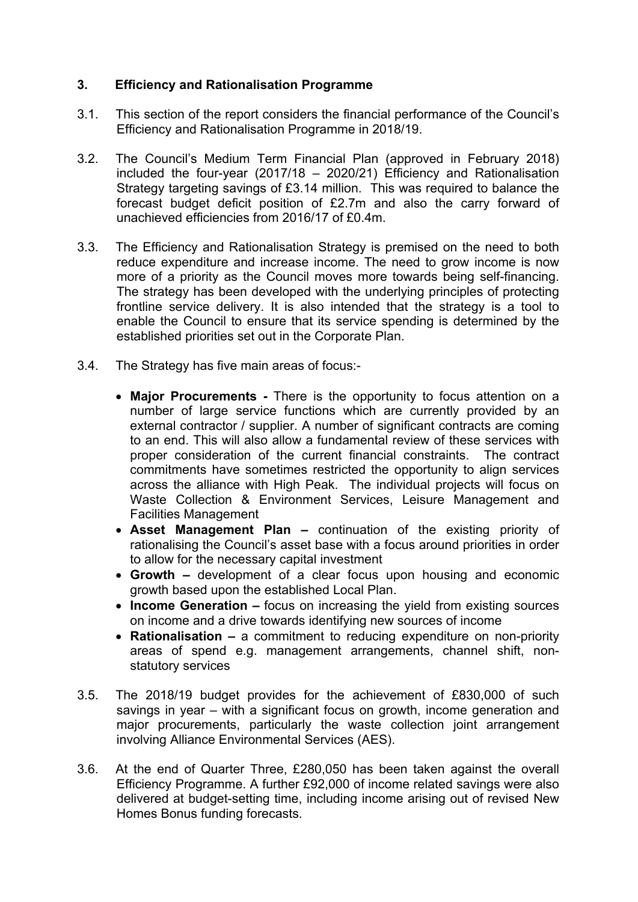## 3. Efficiency and Rationalisation Programme

3.1. This section of the report considers the financial performance of the Council's Efficiency and Rationalisation Programme in 2018/19.

3.2. The Council's Medium Term Financial Plan (approved in February 2018) included the four-year (2017/18 – 2020/21) Efficiency and Rationalisation Strategy targeting savings of £3.14 million. This was required to balance the forecast budget deficit position of £2.7m and also the carry forward of unachieved efficiencies from 2016/17 of £0.4m.

3.3. The Efficiency and Rationalisation Strategy is premised on the need to both reduce expenditure and increase income. The need to grow income is now more of a priority as the Council moves more towards being self-financing. The strategy has been developed with the underlying principles of protecting frontline service delivery. It is also intended that the strategy is a tool to enable the Council to ensure that its service spending is determined by the established priorities set out in the Corporate Plan.

3.4. The Strategy has five main areas of focus:-

- **Major Procurements -** There is the opportunity to focus attention on a number of large service functions which are currently provided by an external contractor / supplier. A number of significant contracts are coming to an end. This will also allow a fundamental review of these services with proper consideration of the current financial constraints. The contract commitments have sometimes restricted the opportunity to align services across the alliance with High Peak. The individual projects will focus on Waste Collection & Environment Services, Leisure Management and Facilities Management
- **Asset Management Plan –** continuation of the existing priority of rationalising the Council's asset base with a focus around priorities in order to allow for the necessary capital investment
- **Growth –** development of a clear focus upon housing and economic growth based upon the established Local Plan.
- **Income Generation –** focus on increasing the yield from existing sources on income and a drive towards identifying new sources of income
- **Rationalisation –** a commitment to reducing expenditure on non-priority areas of spend e.g. management arrangements, channel shift, non-statutory services

3.5. The 2018/19 budget provides for the achievement of £830,000 of such savings in year – with a significant focus on growth, income generation and major procurements, particularly the waste collection joint arrangement involving Alliance Environmental Services (AES).

3.6. At the end of Quarter Three, £280,050 has been taken against the overall Efficiency Programme. A further £92,000 of income related savings were also delivered at budget-setting time, including income arising out of revised New Homes Bonus funding forecasts.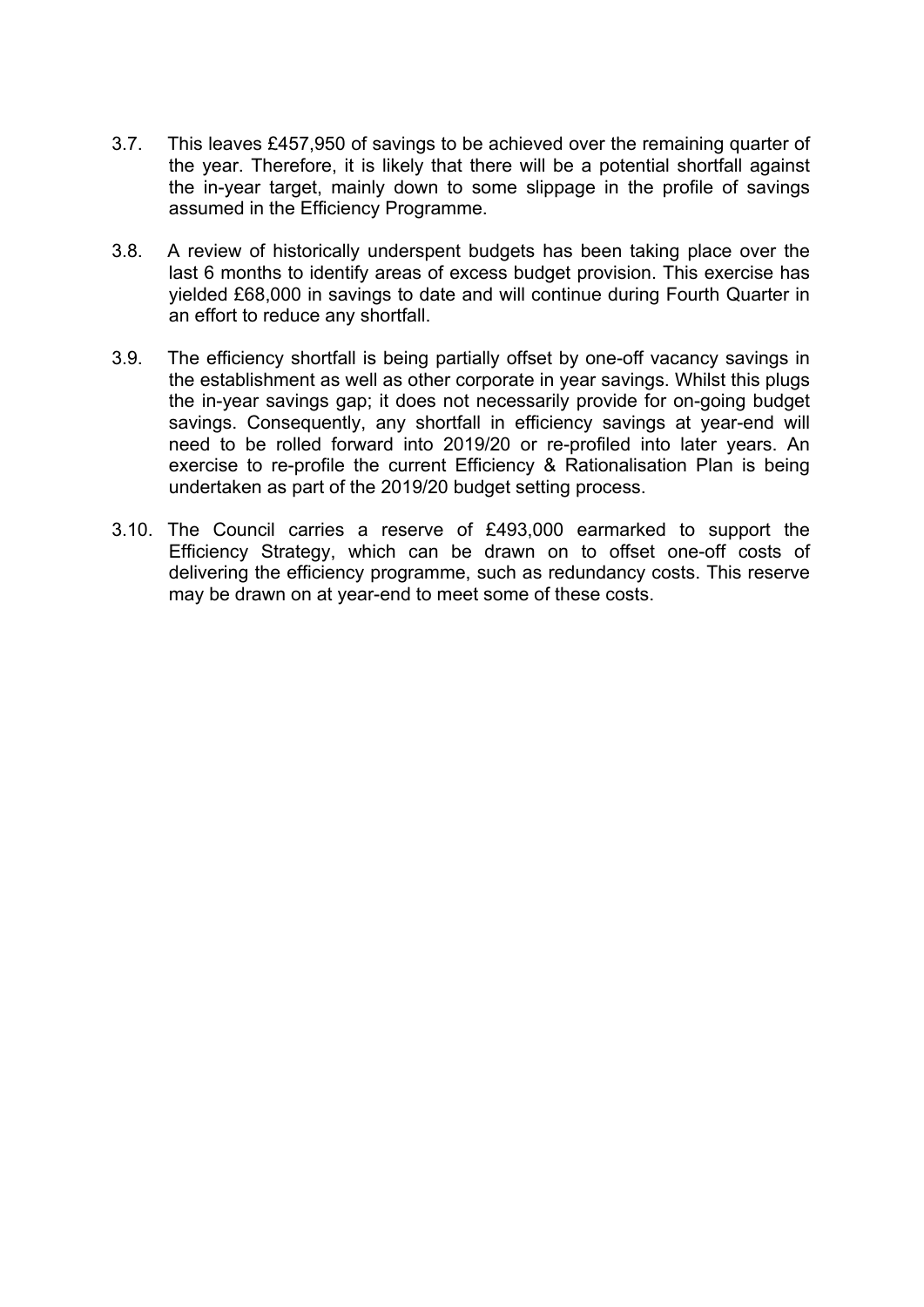3.7. This leaves £457,950 of savings to be achieved over the remaining quarter of the year. Therefore, it is likely that there will be a potential shortfall against the in-year target, mainly down to some slippage in the profile of savings assumed in the Efficiency Programme.

3.8. A review of historically underspent budgets has been taking place over the last 6 months to identify areas of excess budget provision. This exercise has yielded £68,000 in savings to date and will continue during Fourth Quarter in an effort to reduce any shortfall.

3.9. The efficiency shortfall is being partially offset by one-off vacancy savings in the establishment as well as other corporate in year savings. Whilst this plugs the in-year savings gap; it does not necessarily provide for on-going budget savings. Consequently, any shortfall in efficiency savings at year-end will need to be rolled forward into 2019/20 or re-profiled into later years. An exercise to re-profile the current Efficiency & Rationalisation Plan is being undertaken as part of the 2019/20 budget setting process.

3.10. The Council carries a reserve of £493,000 earmarked to support the Efficiency Strategy, which can be drawn on to offset one-off costs of delivering the efficiency programme, such as redundancy costs. This reserve may be drawn on at year-end to meet some of these costs.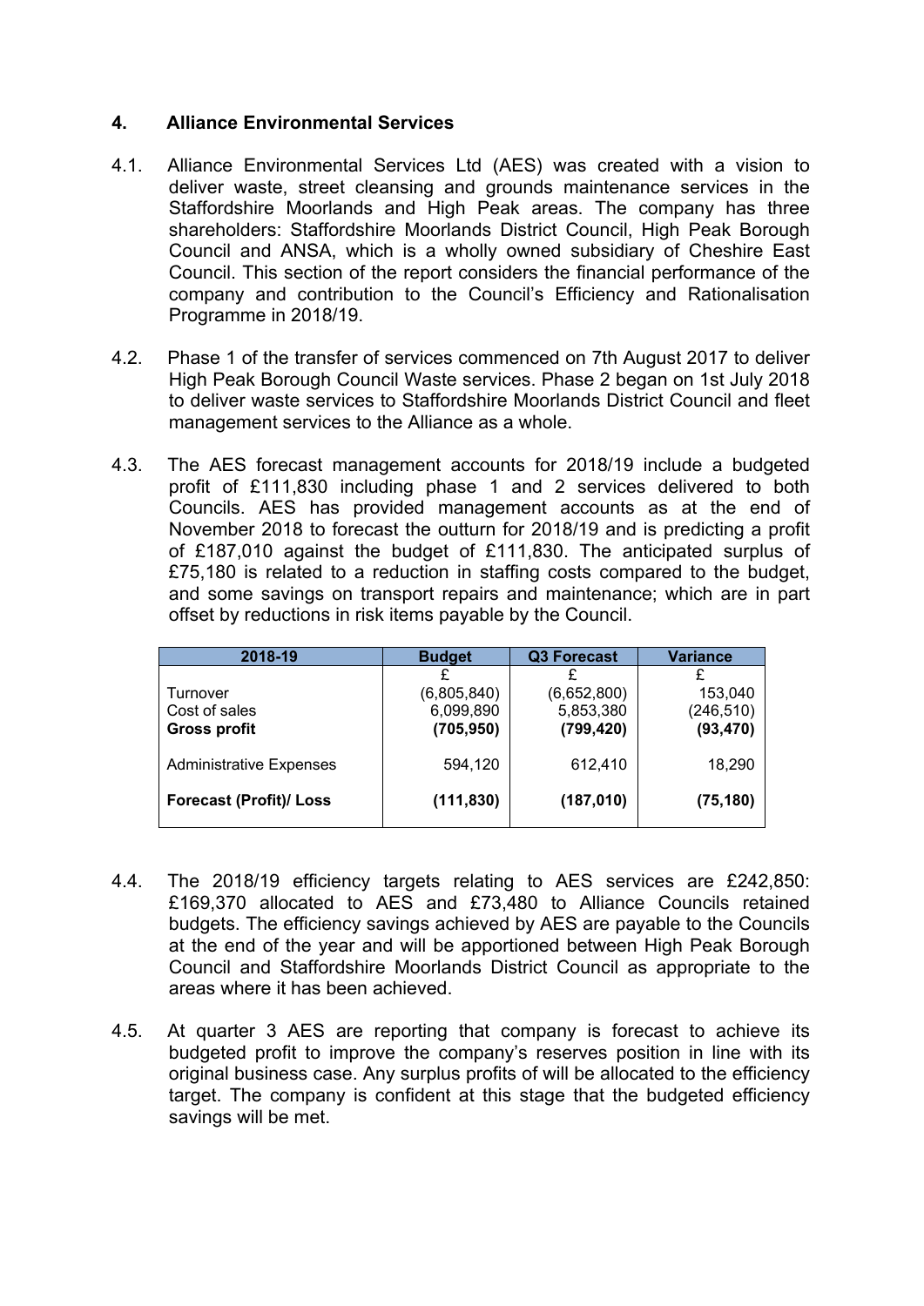## 4. Alliance Environmental Services

4.1. Alliance Environmental Services Ltd (AES) was created with a vision to deliver waste, street cleansing and grounds maintenance services in the Staffordshire Moorlands and High Peak areas. The company has three shareholders: Staffordshire Moorlands District Council, High Peak Borough Council and ANSA, which is a wholly owned subsidiary of Cheshire East Council. This section of the report considers the financial performance of the company and contribution to the Council's Efficiency and Rationalisation Programme in 2018/19.

4.2. Phase 1 of the transfer of services commenced on 7th August 2017 to deliver High Peak Borough Council Waste services. Phase 2 began on 1st July 2018 to deliver waste services to Staffordshire Moorlands District Council and fleet management services to the Alliance as a whole.

4.3. The AES forecast management accounts for 2018/19 include a budgeted profit of £111,830 including phase 1 and 2 services delivered to both Councils. AES has provided management accounts as at the end of November 2018 to forecast the outturn for 2018/19 and is predicting a profit of £187,010 against the budget of £111,830. The anticipated surplus of £75,180 is related to a reduction in staffing costs compared to the budget, and some savings on transport repairs and maintenance; which are in part offset by reductions in risk items payable by the Council.

| 2018-19 | Budget | Q3 Forecast | Variance |
|---|---|---|---|
| | £ | £ | £ |
| Turnover | (6,805,840) | (6,652,800) | 153,040 |
| Cost of sales | 6,099,890 | 5,853,380 | (246,510) |
| **Gross profit** | **(705,950)** | **(799,420)** | **(93,470)** |
| Administrative Expenses | 594,120 | 612,410 | 18,290 |
| **Forecast (Profit)/ Loss** | **(111,830)** | **(187,010)** | **(75,180)** |

4.4. The 2018/19 efficiency targets relating to AES services are £242,850: £169,370 allocated to AES and £73,480 to Alliance Councils retained budgets. The efficiency savings achieved by AES are payable to the Councils at the end of the year and will be apportioned between High Peak Borough Council and Staffordshire Moorlands District Council as appropriate to the areas where it has been achieved.

4.5. At quarter 3 AES are reporting that company is forecast to achieve its budgeted profit to improve the company's reserves position in line with its original business case. Any surplus profits of will be allocated to the efficiency target. The company is confident at this stage that the budgeted efficiency savings will be met.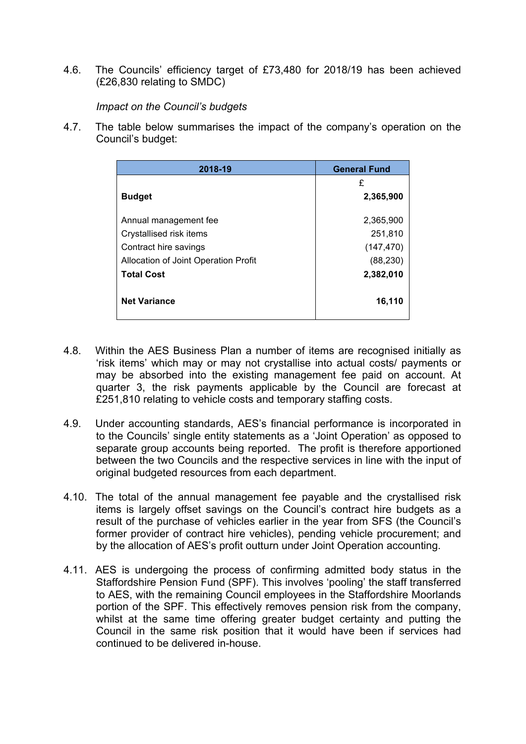4.6. The Councils' efficiency target of £73,480 for 2018/19 has been achieved (£26,830 relating to SMDC)

*Impact on the Council's budgets*

4.7. The table below summarises the impact of the company's operation on the Council's budget:

| 2018-19 | General Fund |
|---|---|
| | £ |
| **Budget** | **2,365,900** |
| | |
| Annual management fee | 2,365,900 |
| Crystallised risk items | 251,810 |
| Contract hire savings | (147,470) |
| Allocation of Joint Operation Profit | (88,230) |
| **Total Cost** | **2,382,010** |
| | |
| **Net Variance** | **16,110** |

4.8. Within the AES Business Plan a number of items are recognised initially as 'risk items' which may or may not crystallise into actual costs/ payments or may be absorbed into the existing management fee paid on account. At quarter 3, the risk payments applicable by the Council are forecast at £251,810 relating to vehicle costs and temporary staffing costs.

4.9. Under accounting standards, AES's financial performance is incorporated in to the Councils' single entity statements as a 'Joint Operation' as opposed to separate group accounts being reported. The profit is therefore apportioned between the two Councils and the respective services in line with the input of original budgeted resources from each department.

4.10. The total of the annual management fee payable and the crystallised risk items is largely offset savings on the Council's contract hire budgets as a result of the purchase of vehicles earlier in the year from SFS (the Council's former provider of contract hire vehicles), pending vehicle procurement; and by the allocation of AES's profit outturn under Joint Operation accounting.

4.11. AES is undergoing the process of confirming admitted body status in the Staffordshire Pension Fund (SPF). This involves 'pooling' the staff transferred to AES, with the remaining Council employees in the Staffordshire Moorlands portion of the SPF. This effectively removes pension risk from the company, whilst at the same time offering greater budget certainty and putting the Council in the same risk position that it would have been if services had continued to be delivered in-house.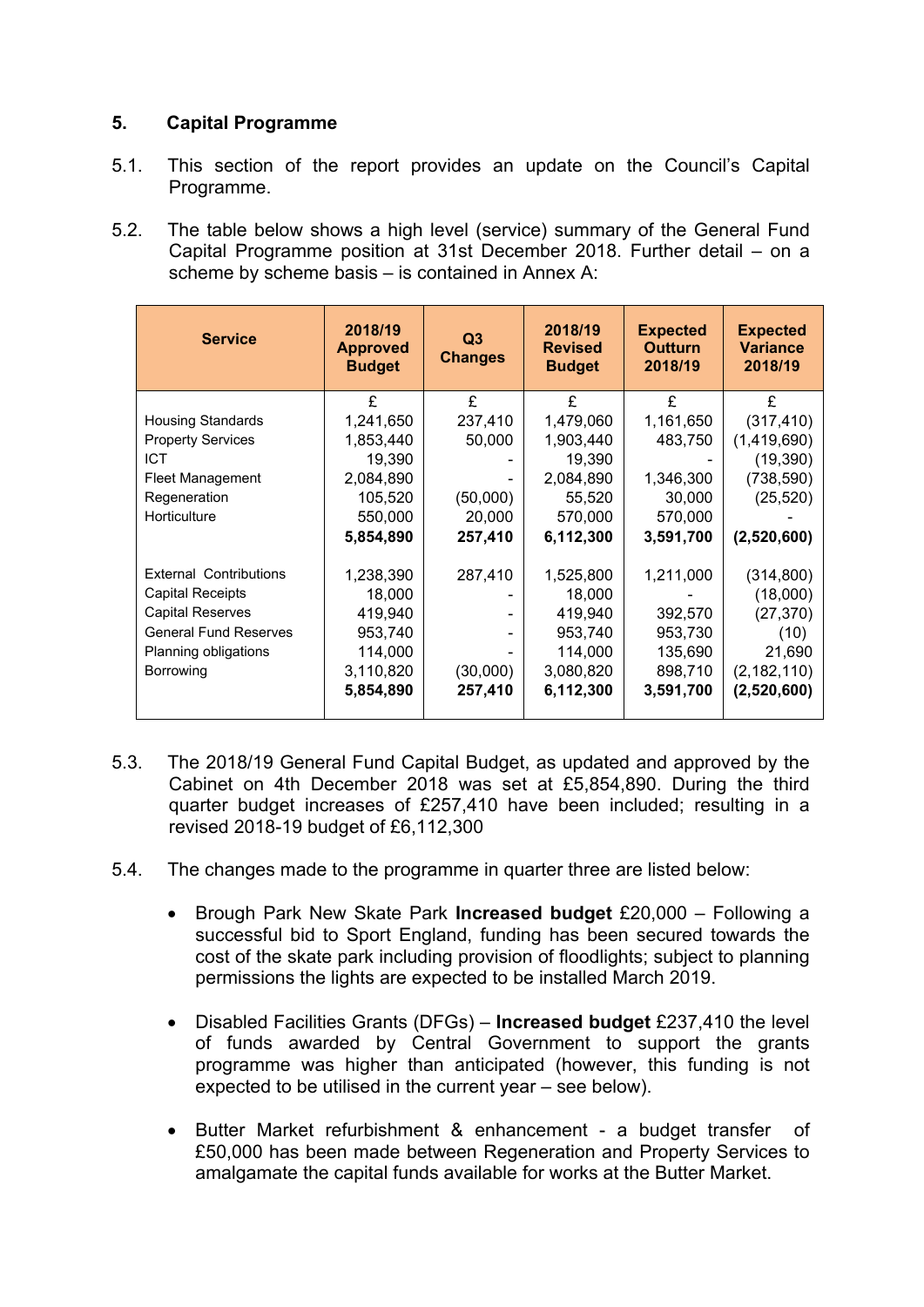## 5. Capital Programme

5.1. This section of the report provides an update on the Council's Capital Programme.

5.2. The table below shows a high level (service) summary of the General Fund Capital Programme position at 31st December 2018. Further detail – on a scheme by scheme basis – is contained in Annex A:

| Service | 2018/19 Approved Budget | Q3 Changes | 2018/19 Revised Budget | Expected Outturn 2018/19 | Expected Variance 2018/19 |
|---|---|---|---|---|---|
| | £ | £ | £ | £ | £ |
| Housing Standards | 1,241,650 | 237,410 | 1,479,060 | 1,161,650 | (317,410) |
| Property Services | 1,853,440 | 50,000 | 1,903,440 | 483,750 | (1,419,690) |
| ICT | 19,390 | - | 19,390 | - | (19,390) |
| Fleet Management | 2,084,890 | - | 2,084,890 | 1,346,300 | (738,590) |
| Regeneration | 105,520 | (50,000) | 55,520 | 30,000 | (25,520) |
| Horticulture | 550,000 | 20,000 | 570,000 | 570,000 | - |
| | **5,854,890** | **257,410** | **6,112,300** | **3,591,700** | **(2,520,600)** |
| | | | | | |
| External Contributions | 1,238,390 | 287,410 | 1,525,800 | 1,211,000 | (314,800) |
| Capital Receipts | 18,000 | - | 18,000 | - | (18,000) |
| Capital Reserves | 419,940 | - | 419,940 | 392,570 | (27,370) |
| General Fund Reserves | 953,740 | - | 953,740 | 953,730 | (10) |
| Planning obligations | 114,000 | - | 114,000 | 135,690 | 21,690 |
| Borrowing | 3,110,820 | (30,000) | 3,080,820 | 898,710 | (2,182,110) |
| | **5,854,890** | **257,410** | **6,112,300** | **3,591,700** | **(2,520,600)** |

5.3. The 2018/19 General Fund Capital Budget, as updated and approved by the Cabinet on 4th December 2018 was set at £5,854,890. During the third quarter budget increases of £257,410 have been included; resulting in a revised 2018-19 budget of £6,112,300

5.4. The changes made to the programme in quarter three are listed below:

- Brough Park New Skate Park **Increased budget** £20,000 – Following a successful bid to Sport England, funding has been secured towards the cost of the skate park including provision of floodlights; subject to planning permissions the lights are expected to be installed March 2019.

- Disabled Facilities Grants (DFGs) – **Increased budget** £237,410 the level of funds awarded by Central Government to support the grants programme was higher than anticipated (however, this funding is not expected to be utilised in the current year – see below).

- Butter Market refurbishment & enhancement - a budget transfer of £50,000 has been made between Regeneration and Property Services to amalgamate the capital funds available for works at the Butter Market.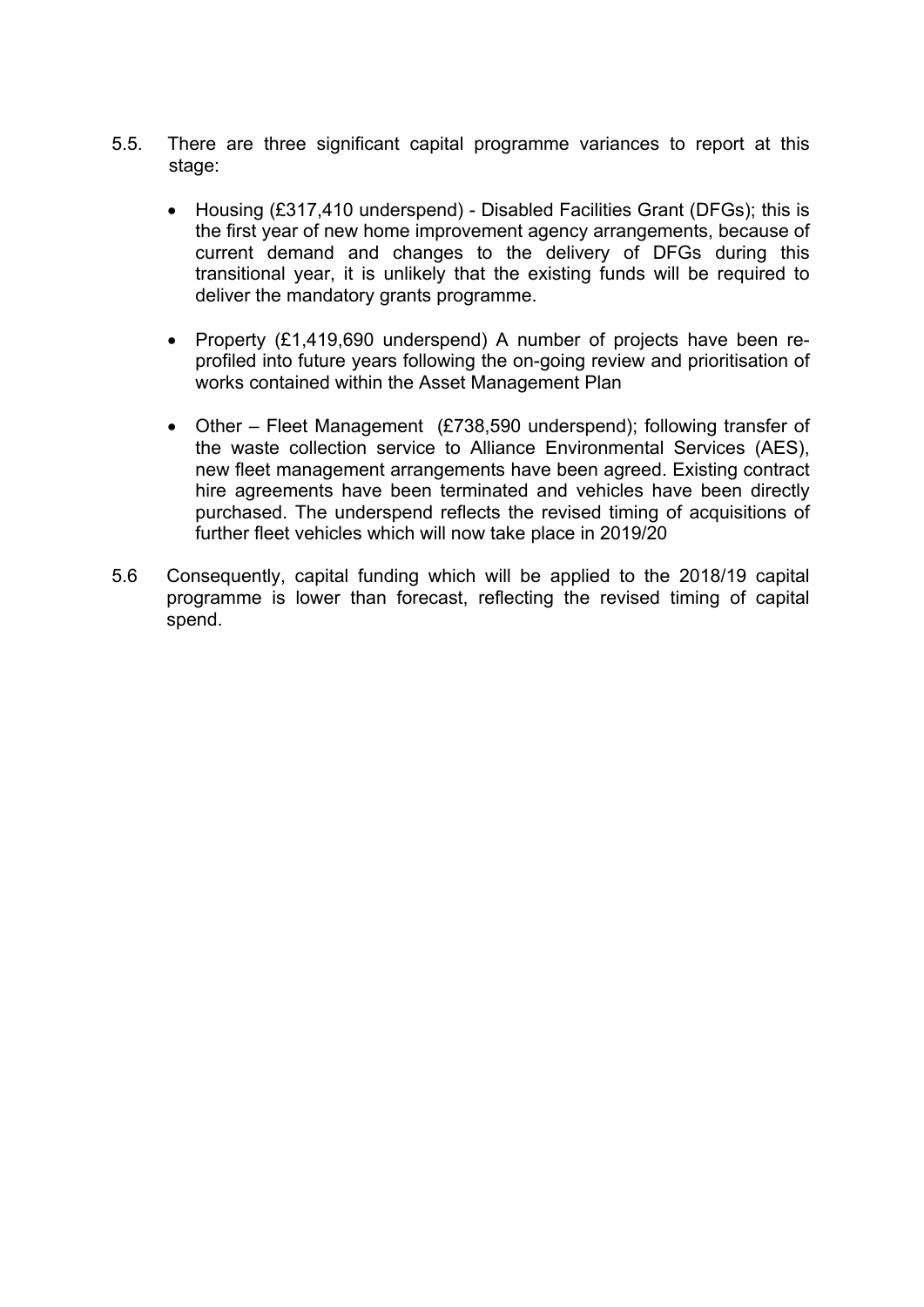5.5. There are three significant capital programme variances to report at this stage:

- Housing (£317,410 underspend) - Disabled Facilities Grant (DFGs); this is the first year of new home improvement agency arrangements, because of current demand and changes to the delivery of DFGs during this transitional year, it is unlikely that the existing funds will be required to deliver the mandatory grants programme.

- Property (£1,419,690 underspend) A number of projects have been re-profiled into future years following the on-going review and prioritisation of works contained within the Asset Management Plan

- Other – Fleet Management (£738,590 underspend); following transfer of the waste collection service to Alliance Environmental Services (AES), new fleet management arrangements have been agreed. Existing contract hire agreements have been terminated and vehicles have been directly purchased. The underspend reflects the revised timing of acquisitions of further fleet vehicles which will now take place in 2019/20

5.6 Consequently, capital funding which will be applied to the 2018/19 capital programme is lower than forecast, reflecting the revised timing of capital spend.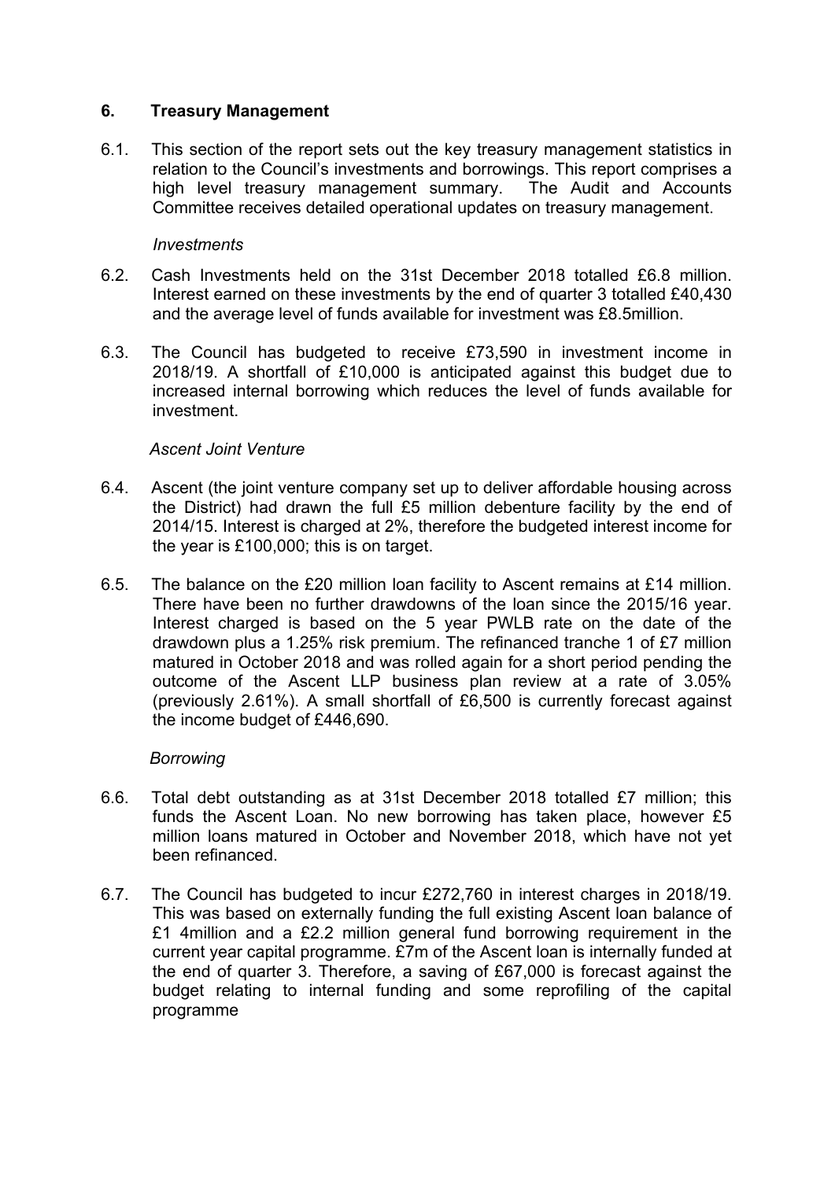## 6. Treasury Management

6.1. This section of the report sets out the key treasury management statistics in relation to the Council's investments and borrowings. This report comprises a high level treasury management summary. The Audit and Accounts Committee receives detailed operational updates on treasury management.

*Investments*

6.2. Cash Investments held on the 31st December 2018 totalled £6.8 million. Interest earned on these investments by the end of quarter 3 totalled £40,430 and the average level of funds available for investment was £8.5million.

6.3. The Council has budgeted to receive £73,590 in investment income in 2018/19. A shortfall of £10,000 is anticipated against this budget due to increased internal borrowing which reduces the level of funds available for investment.

*Ascent Joint Venture*

6.4. Ascent (the joint venture company set up to deliver affordable housing across the District) had drawn the full £5 million debenture facility by the end of 2014/15. Interest is charged at 2%, therefore the budgeted interest income for the year is £100,000; this is on target.

6.5. The balance on the £20 million loan facility to Ascent remains at £14 million. There have been no further drawdowns of the loan since the 2015/16 year. Interest charged is based on the 5 year PWLB rate on the date of the drawdown plus a 1.25% risk premium. The refinanced tranche 1 of £7 million matured in October 2018 and was rolled again for a short period pending the outcome of the Ascent LLP business plan review at a rate of 3.05% (previously 2.61%). A small shortfall of £6,500 is currently forecast against the income budget of £446,690.

*Borrowing*

6.6. Total debt outstanding as at 31st December 2018 totalled £7 million; this funds the Ascent Loan. No new borrowing has taken place, however £5 million loans matured in October and November 2018, which have not yet been refinanced.

6.7. The Council has budgeted to incur £272,760 in interest charges in 2018/19. This was based on externally funding the full existing Ascent loan balance of £1 4million and a £2.2 million general fund borrowing requirement in the current year capital programme. £7m of the Ascent loan is internally funded at the end of quarter 3. Therefore, a saving of £67,000 is forecast against the budget relating to internal funding and some reprofiling of the capital programme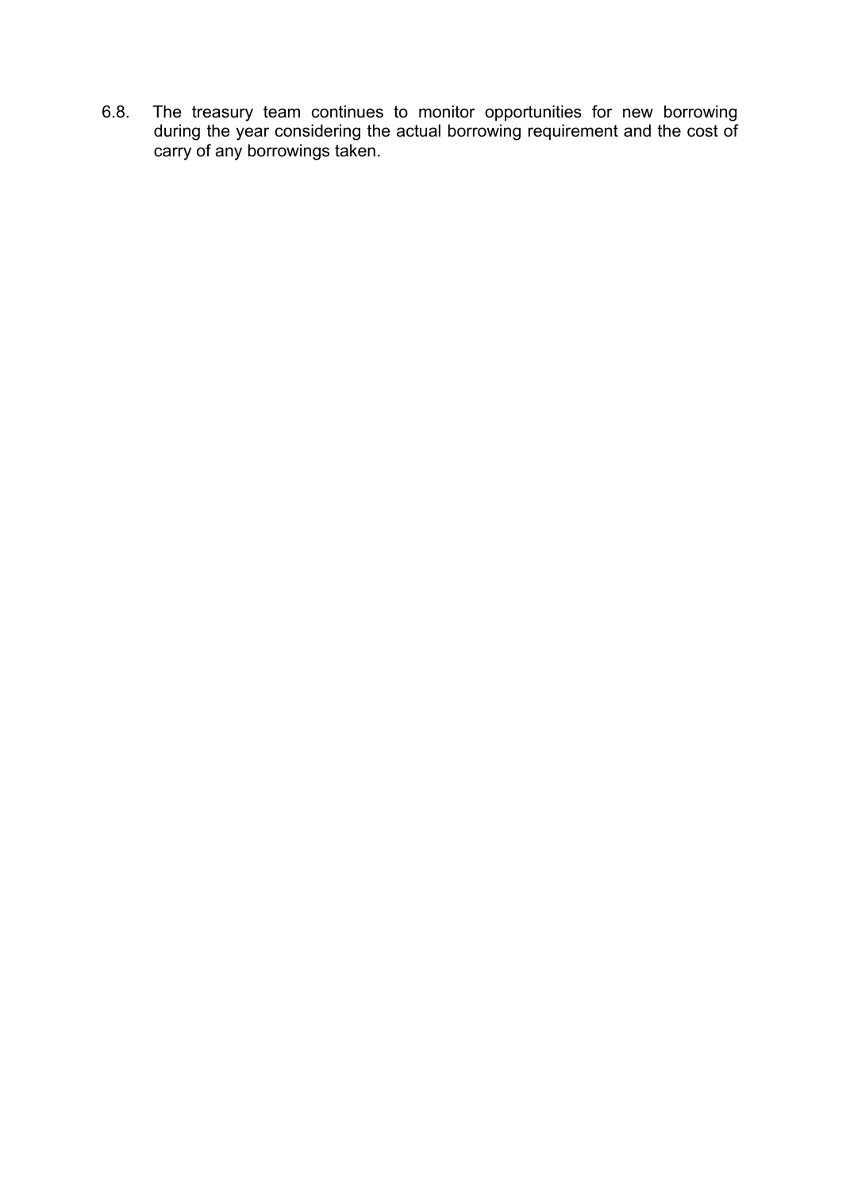6.8. The treasury team continues to monitor opportunities for new borrowing during the year considering the actual borrowing requirement and the cost of carry of any borrowings taken.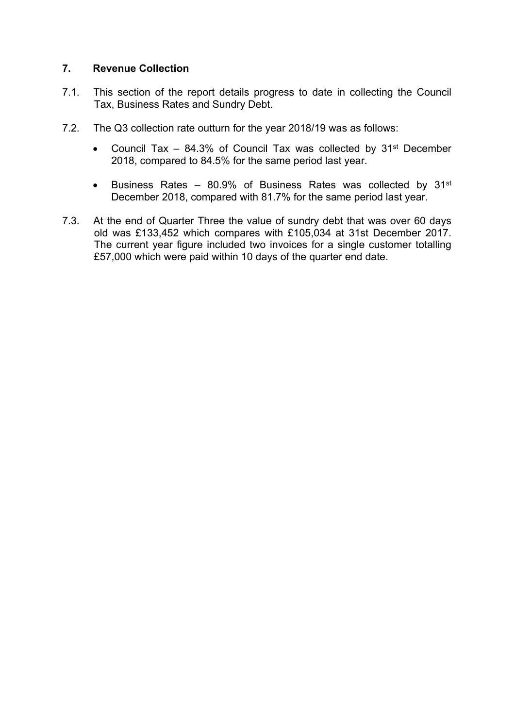## 7. Revenue Collection

7.1. This section of the report details progress to date in collecting the Council Tax, Business Rates and Sundry Debt.

7.2. The Q3 collection rate outturn for the year 2018/19 was as follows:

- Council Tax – 84.3% of Council Tax was collected by 31st December 2018, compared to 84.5% for the same period last year.
- Business Rates – 80.9% of Business Rates was collected by 31st December 2018, compared with 81.7% for the same period last year.

7.3. At the end of Quarter Three the value of sundry debt that was over 60 days old was £133,452 which compares with £105,034 at 31st December 2017. The current year figure included two invoices for a single customer totalling £57,000 which were paid within 10 days of the quarter end date.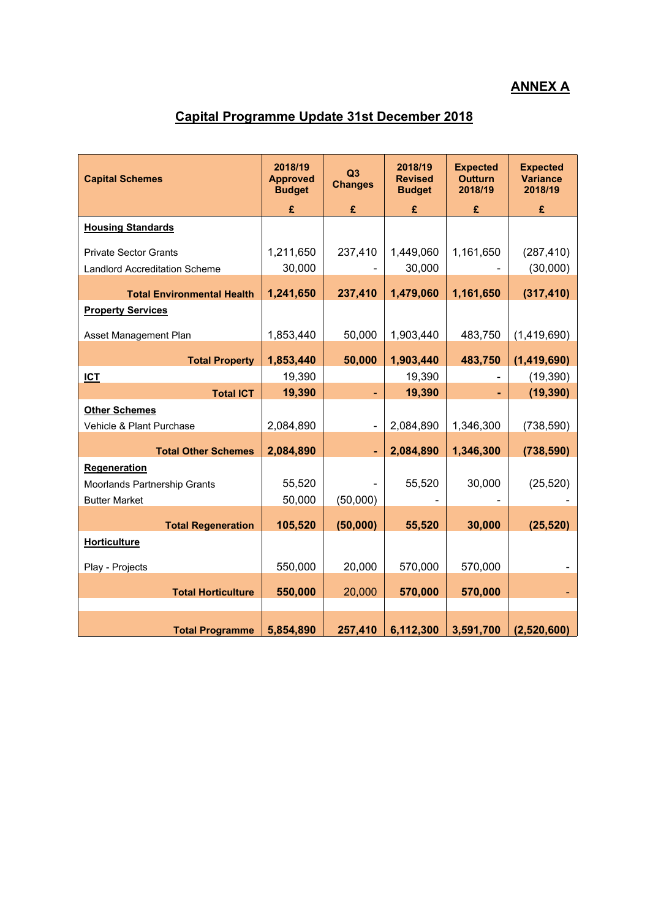## ANNEX A

# Capital Programme Update 31st December 2018

| Capital Schemes | 2018/19 Approved Budget £ | Q3 Changes £ | 2018/19 Revised Budget £ | Expected Outturn 2018/19 £ | Expected Variance 2018/19 £ |
|---|---|---|---|---|---|
| **Housing Standards** | | | | | |
| Private Sector Grants | 1,211,650 | 237,410 | 1,449,060 | 1,161,650 | (287,410) |
| Landlord Accreditation Scheme | 30,000 | - | 30,000 | - | (30,000) |
| **Total Environmental Health** | **1,241,650** | **237,410** | **1,479,060** | **1,161,650** | **(317,410)** |
| **Property Services** | | | | | |
| Asset Management Plan | 1,853,440 | 50,000 | 1,903,440 | 483,750 | (1,419,690) |
| **Total Property** | **1,853,440** | **50,000** | **1,903,440** | **483,750** | **(1,419,690)** |
| **ICT** | 19,390 | | 19,390 | - | (19,390) |
| **Total ICT** | **19,390** | **-** | **19,390** | **-** | **(19,390)** |
| **Other Schemes** | | | | | |
| Vehicle & Plant Purchase | 2,084,890 | - | 2,084,890 | 1,346,300 | (738,590) |
| **Total Other Schemes** | **2,084,890** | **-** | **2,084,890** | **1,346,300** | **(738,590)** |
| **Regeneration** | | | | | |
| Moorlands Partnership Grants | 55,520 | - | 55,520 | 30,000 | (25,520) |
| Butter Market | 50,000 | (50,000) | - | - | - |
| **Total Regeneration** | **105,520** | **(50,000)** | **55,520** | **30,000** | **(25,520)** |
| **Horticulture** | | | | | |
| Play - Projects | 550,000 | 20,000 | 570,000 | 570,000 | - |
| **Total Horticulture** | **550,000** | 20,000 | **570,000** | **570,000** | - |
| | | | | | |
| **Total Programme** | **5,854,890** | **257,410** | **6,112,300** | **3,591,700** | **(2,520,600)** |